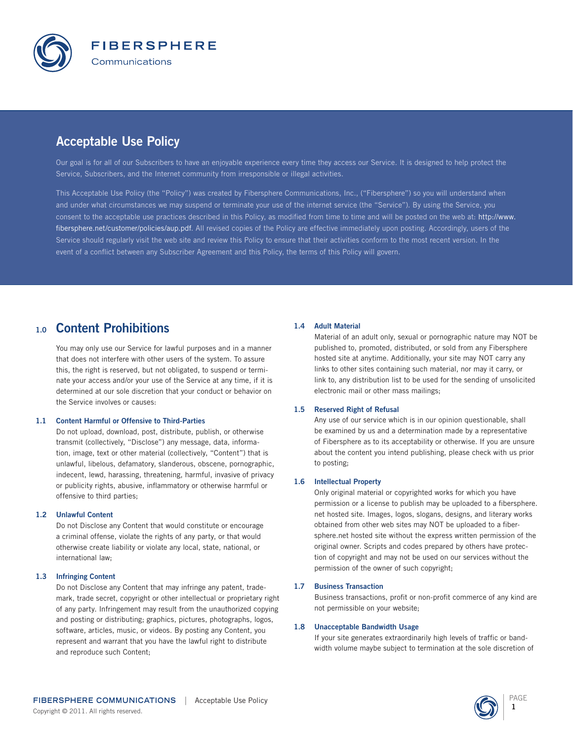FIBERSPHERE
Communications

# Acceptable Use Policy

Our goal is for all of our Subscribers to have an enjoyable experience every time they access our Service. It is designed to help protect the Service, Subscribers, and the Internet community from irresponsible or illegal activities.

This Acceptable Use Policy (the "Policy") was created by Fibersphere Communications, Inc., ("Fibersphere") so you will understand when and under what circumstances we may suspend or terminate your use of the internet service (the "Service"). By using the Service, you consent to the acceptable use practices described in this Policy, as modified from time to time and will be posted on the web at: http://www.fibersphere.net/customer/policies/aup.pdf. All revised copies of the Policy are effective immediately upon posting. Accordingly, users of the Service should regularly visit the web site and review this Policy to ensure that their activities conform to the most recent version. In the event of a conflict between any Subscriber Agreement and this Policy, the terms of this Policy will govern.

## 1.0 Content Prohibitions

You may only use our Service for lawful purposes and in a manner that does not interfere with other users of the system. To assure this, the right is reserved, but not obligated, to suspend or terminate your access and/or your use of the Service at any time, if it is determined at our sole discretion that your conduct or behavior on the Service involves or causes:

### 1.1 Content Harmful or Offensive to Third-Parties

Do not upload, download, post, distribute, publish, or otherwise transmit (collectively, "Disclose") any message, data, information, image, text or other material (collectively, "Content") that is unlawful, libelous, defamatory, slanderous, obscene, pornographic, indecent, lewd, harassing, threatening, harmful, invasive of privacy or publicity rights, abusive, inflammatory or otherwise harmful or offensive to third parties;

### 1.2 Unlawful Content

Do not Disclose any Content that would constitute or encourage a criminal offense, violate the rights of any party, or that would otherwise create liability or violate any local, state, national, or international law;

### 1.3 Infringing Content

Do not Disclose any Content that may infringe any patent, trademark, trade secret, copyright or other intellectual or proprietary right of any party. Infringement may result from the unauthorized copying and posting or distributing; graphics, pictures, photographs, logos, software, articles, music, or videos. By posting any Content, you represent and warrant that you have the lawful right to distribute and reproduce such Content;

### 1.4 Adult Material

Material of an adult only, sexual or pornographic nature may NOT be published to, promoted, distributed, or sold from any Fibersphere hosted site at anytime. Additionally, your site may NOT carry any links to other sites containing such material, nor may it carry, or link to, any distribution list to be used for the sending of unsolicited electronic mail or other mass mailings;

### 1.5 Reserved Right of Refusal

Any use of our service which is in our opinion questionable, shall be examined by us and a determination made by a representative of Fibersphere as to its acceptability or otherwise. If you are unsure about the content you intend publishing, please check with us prior to posting;

### 1.6 Intellectual Property

Only original material or copyrighted works for which you have permission or a license to publish may be uploaded to a fibersphere.net hosted site. Images, logos, slogans, designs, and literary works obtained from other web sites may NOT be uploaded to a fibersphere.net hosted site without the express written permission of the original owner. Scripts and codes prepared by others have protection of copyright and may not be used on our services without the permission of the owner of such copyright;

### 1.7 Business Transaction

Business transactions, profit or non-profit commerce of any kind are not permissible on your website;

### 1.8 Unacceptable Bandwidth Usage

If your site generates extraordinarily high levels of traffic or bandwidth volume maybe subject to termination at the sole discretion of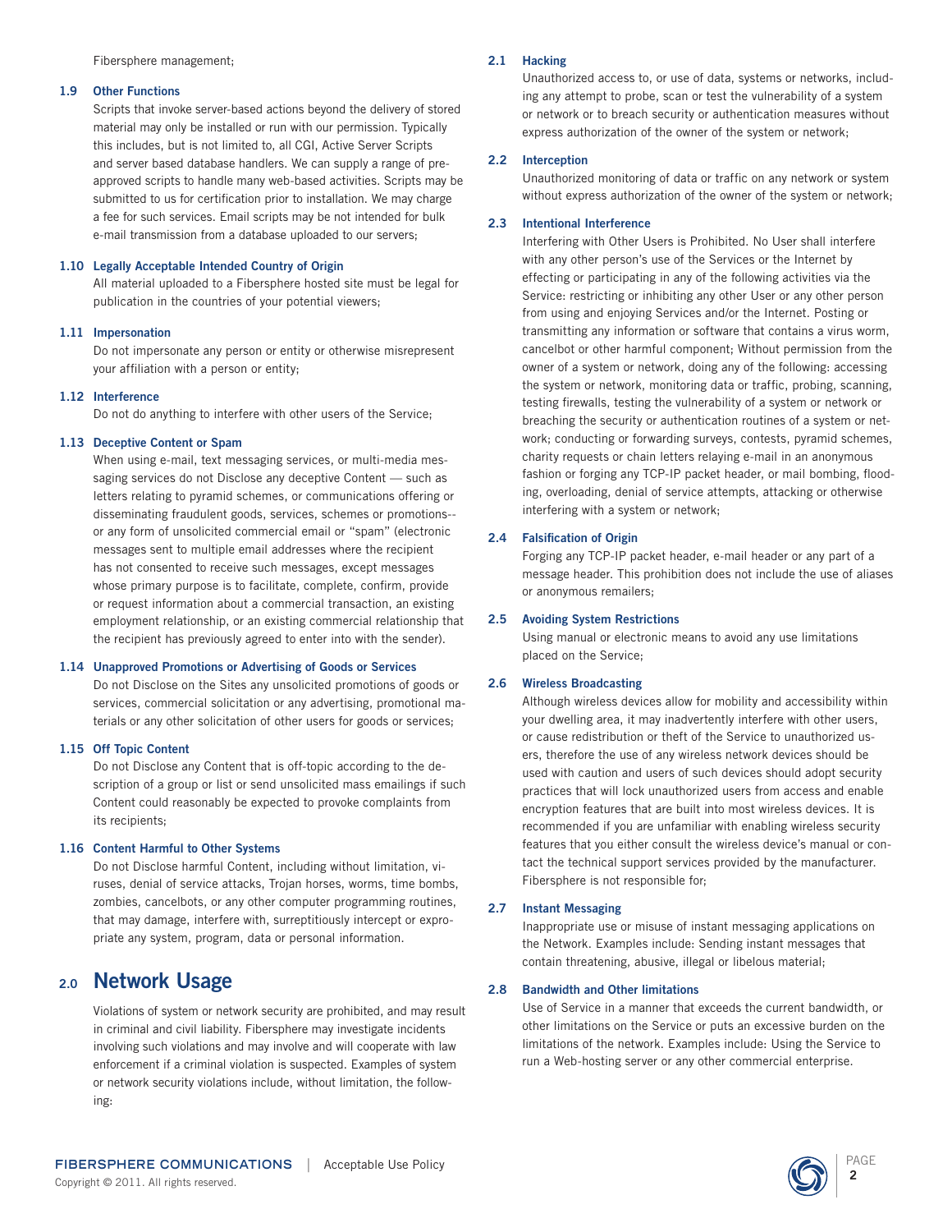Fibersphere management;

### 1.9 Other Functions

Scripts that invoke server-based actions beyond the delivery of stored material may only be installed or run with our permission. Typically this includes, but is not limited to, all CGI, Active Server Scripts and server based database handlers. We can supply a range of pre-approved scripts to handle many web-based activities. Scripts may be submitted to us for certification prior to installation. We may charge a fee for such services. Email scripts may be not intended for bulk e-mail transmission from a database uploaded to our servers;

### 1.10 Legally Acceptable Intended Country of Origin

All material uploaded to a Fibersphere hosted site must be legal for publication in the countries of your potential viewers;

### 1.11 Impersonation

Do not impersonate any person or entity or otherwise misrepresent your affiliation with a person or entity;

### 1.12 Interference

Do not do anything to interfere with other users of the Service;

### 1.13 Deceptive Content or Spam

When using e-mail, text messaging services, or multi-media messaging services do not Disclose any deceptive Content — such as letters relating to pyramid schemes, or communications offering or disseminating fraudulent goods, services, schemes or promotions--or any form of unsolicited commercial email or "spam" (electronic messages sent to multiple email addresses where the recipient has not consented to receive such messages, except messages whose primary purpose is to facilitate, complete, confirm, provide or request information about a commercial transaction, an existing employment relationship, or an existing commercial relationship that the recipient has previously agreed to enter into with the sender).

### 1.14 Unapproved Promotions or Advertising of Goods or Services

Do not Disclose on the Sites any unsolicited promotions of goods or services, commercial solicitation or any advertising, promotional materials or any other solicitation of other users for goods or services;

### 1.15 Off Topic Content

Do not Disclose any Content that is off-topic according to the description of a group or list or send unsolicited mass emailings if such Content could reasonably be expected to provoke complaints from its recipients;

### 1.16 Content Harmful to Other Systems

Do not Disclose harmful Content, including without limitation, viruses, denial of service attacks, Trojan horses, worms, time bombs, zombies, cancelbots, or any other computer programming routines, that may damage, interfere with, surreptitiously intercept or expropriate any system, program, data or personal information.

## 2.0 Network Usage

Violations of system or network security are prohibited, and may result in criminal and civil liability. Fibersphere may investigate incidents involving such violations and may involve and will cooperate with law enforcement if a criminal violation is suspected. Examples of system or network security violations include, without limitation, the following:

### 2.1 Hacking

Unauthorized access to, or use of data, systems or networks, including any attempt to probe, scan or test the vulnerability of a system or network or to breach security or authentication measures without express authorization of the owner of the system or network;

### 2.2 Interception

Unauthorized monitoring of data or traffic on any network or system without express authorization of the owner of the system or network;

### 2.3 Intentional Interference

Interfering with Other Users is Prohibited. No User shall interfere with any other person's use of the Services or the Internet by effecting or participating in any of the following activities via the Service: restricting or inhibiting any other User or any other person from using and enjoying Services and/or the Internet. Posting or transmitting any information or software that contains a virus worm, cancelbot or other harmful component; Without permission from the owner of a system or network, doing any of the following: accessing the system or network, monitoring data or traffic, probing, scanning, testing firewalls, testing the vulnerability of a system or network or breaching the security or authentication routines of a system or network; conducting or forwarding surveys, contests, pyramid schemes, charity requests or chain letters relaying e-mail in an anonymous fashion or forging any TCP-IP packet header, or mail bombing, flooding, overloading, denial of service attempts, attacking or otherwise interfering with a system or network;

### 2.4 Falsification of Origin

Forging any TCP-IP packet header, e-mail header or any part of a message header. This prohibition does not include the use of aliases or anonymous remailers;

### 2.5 Avoiding System Restrictions

Using manual or electronic means to avoid any use limitations placed on the Service;

### 2.6 Wireless Broadcasting

Although wireless devices allow for mobility and accessibility within your dwelling area, it may inadvertently interfere with other users, or cause redistribution or theft of the Service to unauthorized users, therefore the use of any wireless network devices should be used with caution and users of such devices should adopt security practices that will lock unauthorized users from access and enable encryption features that are built into most wireless devices. It is recommended if you are unfamiliar with enabling wireless security features that you either consult the wireless device's manual or contact the technical support services provided by the manufacturer. Fibersphere is not responsible for;

### 2.7 Instant Messaging

Inappropriate use or misuse of instant messaging applications on the Network. Examples include: Sending instant messages that contain threatening, abusive, illegal or libelous material;

### 2.8 Bandwidth and Other limitations

Use of Service in a manner that exceeds the current bandwidth, or other limitations on the Service or puts an excessive burden on the limitations of the network. Examples include: Using the Service to run a Web-hosting server or any other commercial enterprise.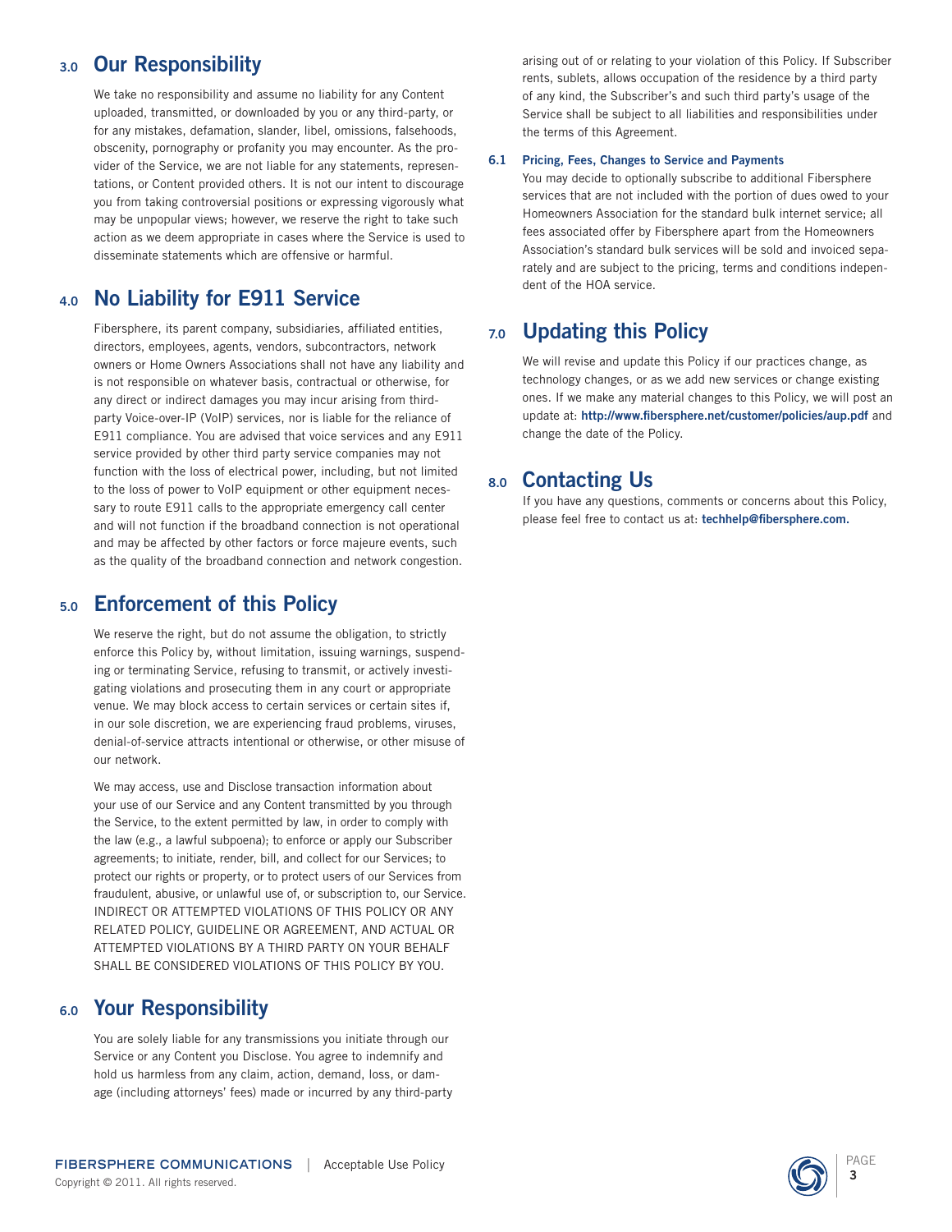## 3.0 Our Responsibility

We take no responsibility and assume no liability for any Content uploaded, transmitted, or downloaded by you or any third-party, or for any mistakes, defamation, slander, libel, omissions, falsehoods, obscenity, pornography or profanity you may encounter. As the provider of the Service, we are not liable for any statements, representations, or Content provided others. It is not our intent to discourage you from taking controversial positions or expressing vigorously what may be unpopular views; however, we reserve the right to take such action as we deem appropriate in cases where the Service is used to disseminate statements which are offensive or harmful.

## 4.0 No Liability for E911 Service

Fibersphere, its parent company, subsidiaries, affiliated entities, directors, employees, agents, vendors, subcontractors, network owners or Home Owners Associations shall not have any liability and is not responsible on whatever basis, contractual or otherwise, for any direct or indirect damages you may incur arising from third-party Voice-over-IP (VoIP) services, nor is liable for the reliance of E911 compliance. You are advised that voice services and any E911 service provided by other third party service companies may not function with the loss of electrical power, including, but not limited to the loss of power to VoIP equipment or other equipment necessary to route E911 calls to the appropriate emergency call center and will not function if the broadband connection is not operational and may be affected by other factors or force majeure events, such as the quality of the broadband connection and network congestion.

## 5.0 Enforcement of this Policy

We reserve the right, but do not assume the obligation, to strictly enforce this Policy by, without limitation, issuing warnings, suspending or terminating Service, refusing to transmit, or actively investigating violations and prosecuting them in any court or appropriate venue. We may block access to certain services or certain sites if, in our sole discretion, we are experiencing fraud problems, viruses, denial-of-service attracts intentional or otherwise, or other misuse of our network.

We may access, use and Disclose transaction information about your use of our Service and any Content transmitted by you through the Service, to the extent permitted by law, in order to comply with the law (e.g., a lawful subpoena); to enforce or apply our Subscriber agreements; to initiate, render, bill, and collect for our Services; to protect our rights or property, or to protect users of our Services from fraudulent, abusive, or unlawful use of, or subscription to, our Service. INDIRECT OR ATTEMPTED VIOLATIONS OF THIS POLICY OR ANY RELATED POLICY, GUIDELINE OR AGREEMENT, AND ACTUAL OR ATTEMPTED VIOLATIONS BY A THIRD PARTY ON YOUR BEHALF SHALL BE CONSIDERED VIOLATIONS OF THIS POLICY BY YOU.

## 6.0 Your Responsibility

You are solely liable for any transmissions you initiate through our Service or any Content you Disclose. You agree to indemnify and hold us harmless from any claim, action, demand, loss, or damage (including attorneys' fees) made or incurred by any third-party arising out of or relating to your violation of this Policy. If Subscriber rents, sublets, allows occupation of the residence by a third party of any kind, the Subscriber's and such third party's usage of the Service shall be subject to all liabilities and responsibilities under the terms of this Agreement.

### 6.1 Pricing, Fees, Changes to Service and Payments

You may decide to optionally subscribe to additional Fibersphere services that are not included with the portion of dues owed to your Homeowners Association for the standard bulk internet service; all fees associated offer by Fibersphere apart from the Homeowners Association's standard bulk services will be sold and invoiced separately and are subject to the pricing, terms and conditions independent of the HOA service.

## 7.0 Updating this Policy

We will revise and update this Policy if our practices change, as technology changes, or as we add new services or change existing ones. If we make any material changes to this Policy, we will post an update at: **http://www.fibersphere.net/customer/policies/aup.pdf** and change the date of the Policy.

## 8.0 Contacting Us

If you have any questions, comments or concerns about this Policy, please feel free to contact us at: **techhelp@fibersphere.com.**